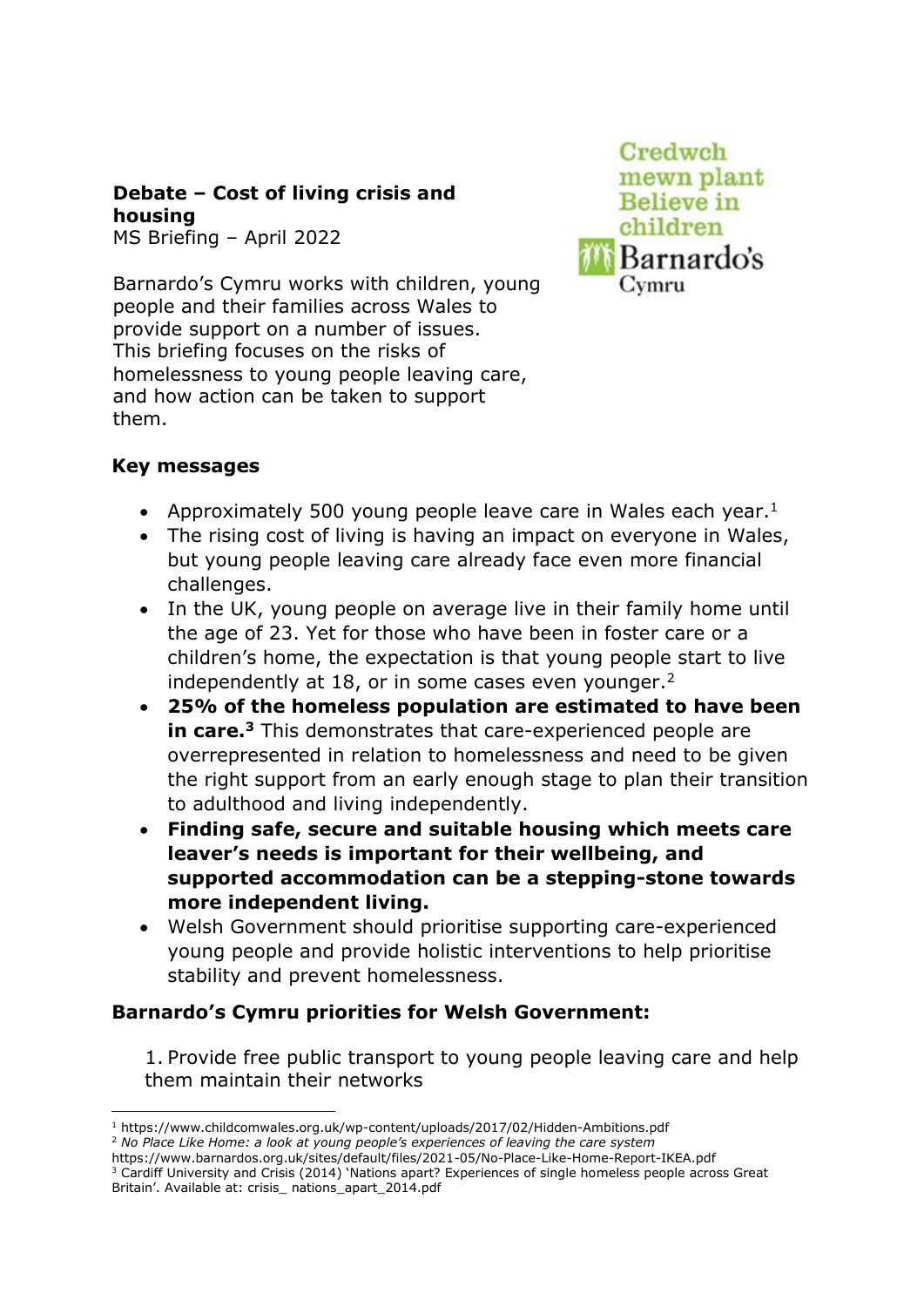**Debate – Cost of living crisis and housing**

MS Briefing – April 2022

Credwch mewn plant
Believe in children
Barnardo's Cymru

Barnardo's Cymru works with children, young people and their families across Wales to provide support on a number of issues. This briefing focuses on the risks of homelessness to young people leaving care, and how action can be taken to support them.

## Key messages

- Approximately 500 young people leave care in Wales each year.[1]
- The rising cost of living is having an impact on everyone in Wales, but young people leaving care already face even more financial challenges.
- In the UK, young people on average live in their family home until the age of 23. Yet for those who have been in foster care or a children's home, the expectation is that young people start to live independently at 18, or in some cases even younger.[2]
- **25% of the homeless population are estimated to have been in care.[3]** This demonstrates that care-experienced people are overrepresented in relation to homelessness and need to be given the right support from an early enough stage to plan their transition to adulthood and living independently.
- **Finding safe, secure and suitable housing which meets care leaver's needs is important for their wellbeing, and supported accommodation can be a stepping-stone towards more independent living.**
- Welsh Government should prioritise supporting care-experienced young people and provide holistic interventions to help prioritise stability and prevent homelessness.

## Barnardo's Cymru priorities for Welsh Government:

1. Provide free public transport to young people leaving care and help them maintain their networks

---

[1] https://www.childcomwales.org.uk/wp-content/uploads/2017/02/Hidden-Ambitions.pdf

[2] *No Place Like Home: a look at young people's experiences of leaving the care system* https://www.barnardos.org.uk/sites/default/files/2021-05/No-Place-Like-Home-Report-IKEA.pdf

[3] Cardiff University and Crisis (2014) 'Nations apart? Experiences of single homeless people across Great Britain'. Available at: crisis_ nations_apart_2014.pdf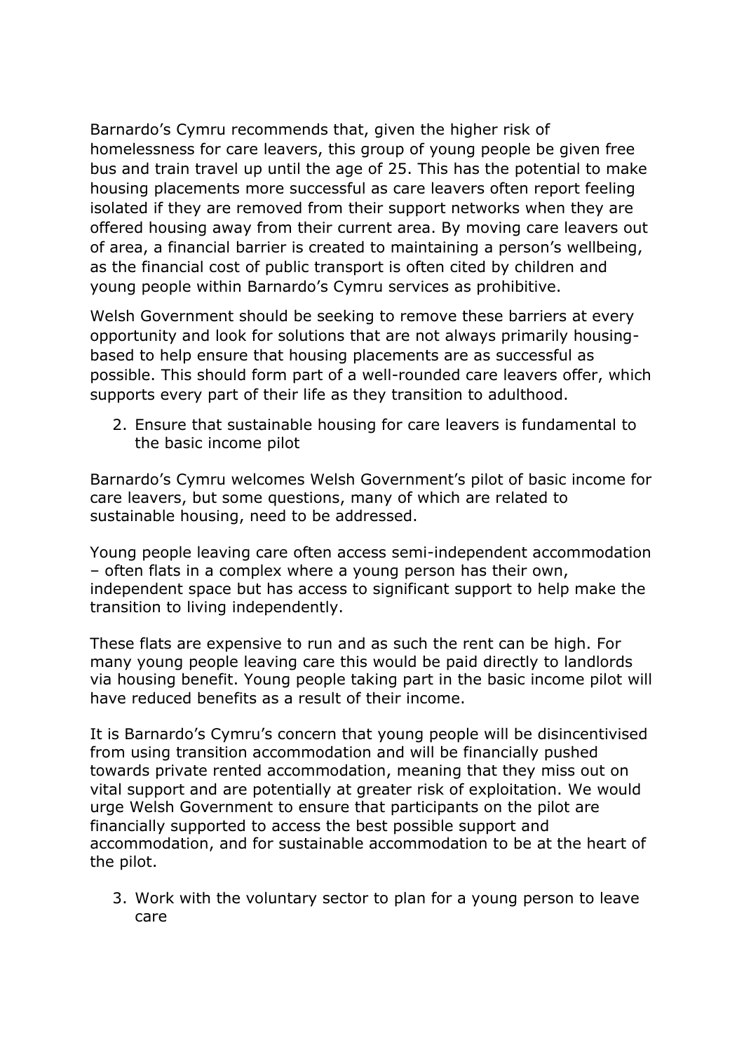Barnardo's Cymru recommends that, given the higher risk of homelessness for care leavers, this group of young people be given free bus and train travel up until the age of 25. This has the potential to make housing placements more successful as care leavers often report feeling isolated if they are removed from their support networks when they are offered housing away from their current area. By moving care leavers out of area, a financial barrier is created to maintaining a person's wellbeing, as the financial cost of public transport is often cited by children and young people within Barnardo's Cymru services as prohibitive.

Welsh Government should be seeking to remove these barriers at every opportunity and look for solutions that are not always primarily housing-based to help ensure that housing placements are as successful as possible. This should form part of a well-rounded care leavers offer, which supports every part of their life as they transition to adulthood.

2. Ensure that sustainable housing for care leavers is fundamental to the basic income pilot

Barnardo's Cymru welcomes Welsh Government's pilot of basic income for care leavers, but some questions, many of which are related to sustainable housing, need to be addressed.

Young people leaving care often access semi-independent accommodation – often flats in a complex where a young person has their own, independent space but has access to significant support to help make the transition to living independently.

These flats are expensive to run and as such the rent can be high. For many young people leaving care this would be paid directly to landlords via housing benefit. Young people taking part in the basic income pilot will have reduced benefits as a result of their income.

It is Barnardo's Cymru's concern that young people will be disincentivised from using transition accommodation and will be financially pushed towards private rented accommodation, meaning that they miss out on vital support and are potentially at greater risk of exploitation. We would urge Welsh Government to ensure that participants on the pilot are financially supported to access the best possible support and accommodation, and for sustainable accommodation to be at the heart of the pilot.

3. Work with the voluntary sector to plan for a young person to leave care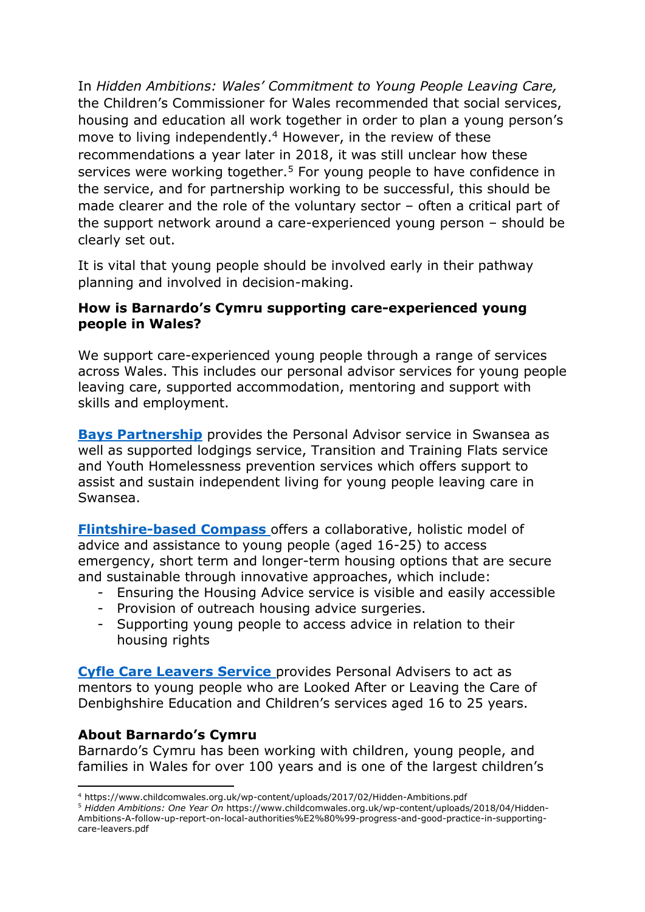In *Hidden Ambitions: Wales' Commitment to Young People Leaving Care,* the Children's Commissioner for Wales recommended that social services, housing and education all work together in order to plan a young person's move to living independently.[4] However, in the review of these recommendations a year later in 2018, it was still unclear how these services were working together.[5] For young people to have confidence in the service, and for partnership working to be successful, this should be made clearer and the role of the voluntary sector – often a critical part of the support network around a care-experienced young person – should be clearly set out.

It is vital that young people should be involved early in their pathway planning and involved in decision-making.

**How is Barnardo's Cymru supporting care-experienced young people in Wales?**

We support care-experienced young people through a range of services across Wales. This includes our personal advisor services for young people leaving care, supported accommodation, mentoring and support with skills and employment.

**Bays Partnership** provides the Personal Advisor service in Swansea as well as supported lodgings service, Transition and Training Flats service and Youth Homelessness prevention services which offers support to assist and sustain independent living for young people leaving care in Swansea.

**Flintshire-based Compass** offers a collaborative, holistic model of advice and assistance to young people (aged 16-25) to access emergency, short term and longer-term housing options that are secure and sustainable through innovative approaches, which include:

- Ensuring the Housing Advice service is visible and easily accessible
- Provision of outreach housing advice surgeries.
- Supporting young people to access advice in relation to their housing rights

**Cyfle Care Leavers Service** provides Personal Advisers to act as mentors to young people who are Looked After or Leaving the Care of Denbighshire Education and Children's services aged 16 to 25 years.

**About Barnardo's Cymru**

Barnardo's Cymru has been working with children, young people, and families in Wales for over 100 years and is one of the largest children's

---

[4] https://www.childcomwales.org.uk/wp-content/uploads/2017/02/Hidden-Ambitions.pdf

[5] *Hidden Ambitions: One Year On* https://www.childcomwales.org.uk/wp-content/uploads/2018/04/Hidden-Ambitions-A-follow-up-report-on-local-authorities%E2%80%99-progress-and-good-practice-in-supporting-care-leavers.pdf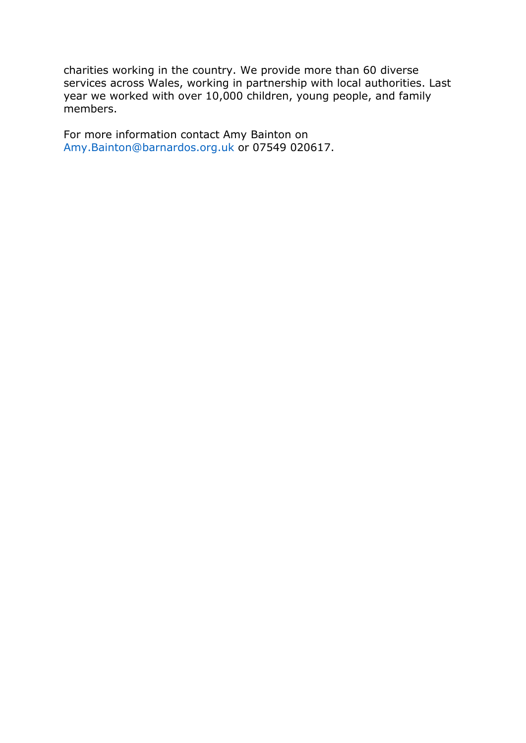charities working in the country. We provide more than 60 diverse services across Wales, working in partnership with local authorities. Last year we worked with over 10,000 children, young people, and family members.

For more information contact Amy Bainton on Amy.Bainton@barnardos.org.uk or 07549 020617.